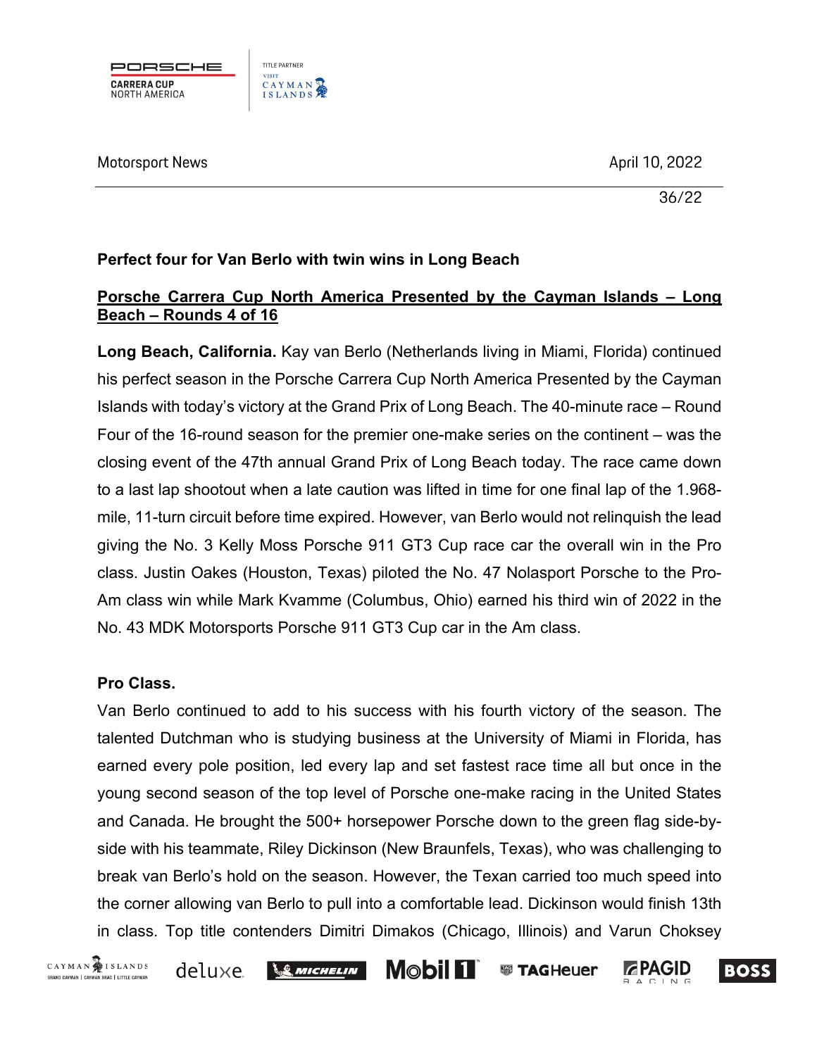Motorsport News

April 10, 2022

36/22

**Perfect four for Van Berlo with twin wins in Long Beach**

**Porsche Carrera Cup North America Presented by the Cayman Islands – Long Beach – Rounds 4 of 16**

**Long Beach, California.** Kay van Berlo (Netherlands living in Miami, Florida) continued his perfect season in the Porsche Carrera Cup North America Presented by the Cayman Islands with today's victory at the Grand Prix of Long Beach. The 40-minute race – Round Four of the 16-round season for the premier one-make series on the continent – was the closing event of the 47th annual Grand Prix of Long Beach today. The race came down to a last lap shootout when a late caution was lifted in time for one final lap of the 1.968-mile, 11-turn circuit before time expired. However, van Berlo would not relinquish the lead giving the No. 3 Kelly Moss Porsche 911 GT3 Cup race car the overall win in the Pro class. Justin Oakes (Houston, Texas) piloted the No. 47 Nolasport Porsche to the Pro-Am class win while Mark Kvamme (Columbus, Ohio) earned his third win of 2022 in the No. 43 MDK Motorsports Porsche 911 GT3 Cup car in the Am class.

**Pro Class.**

Van Berlo continued to add to his success with his fourth victory of the season. The talented Dutchman who is studying business at the University of Miami in Florida, has earned every pole position, led every lap and set fastest race time all but once in the young second season of the top level of Porsche one-make racing in the United States and Canada. He brought the 500+ horsepower Porsche down to the green flag side-by-side with his teammate, Riley Dickinson (New Braunfels, Texas), who was challenging to break van Berlo's hold on the season. However, the Texan carried too much speed into the corner allowing van Berlo to pull into a comfortable lead. Dickinson would finish 13th in class. Top title contenders Dimitri Dimakos (Chicago, Illinois) and Varun Choksey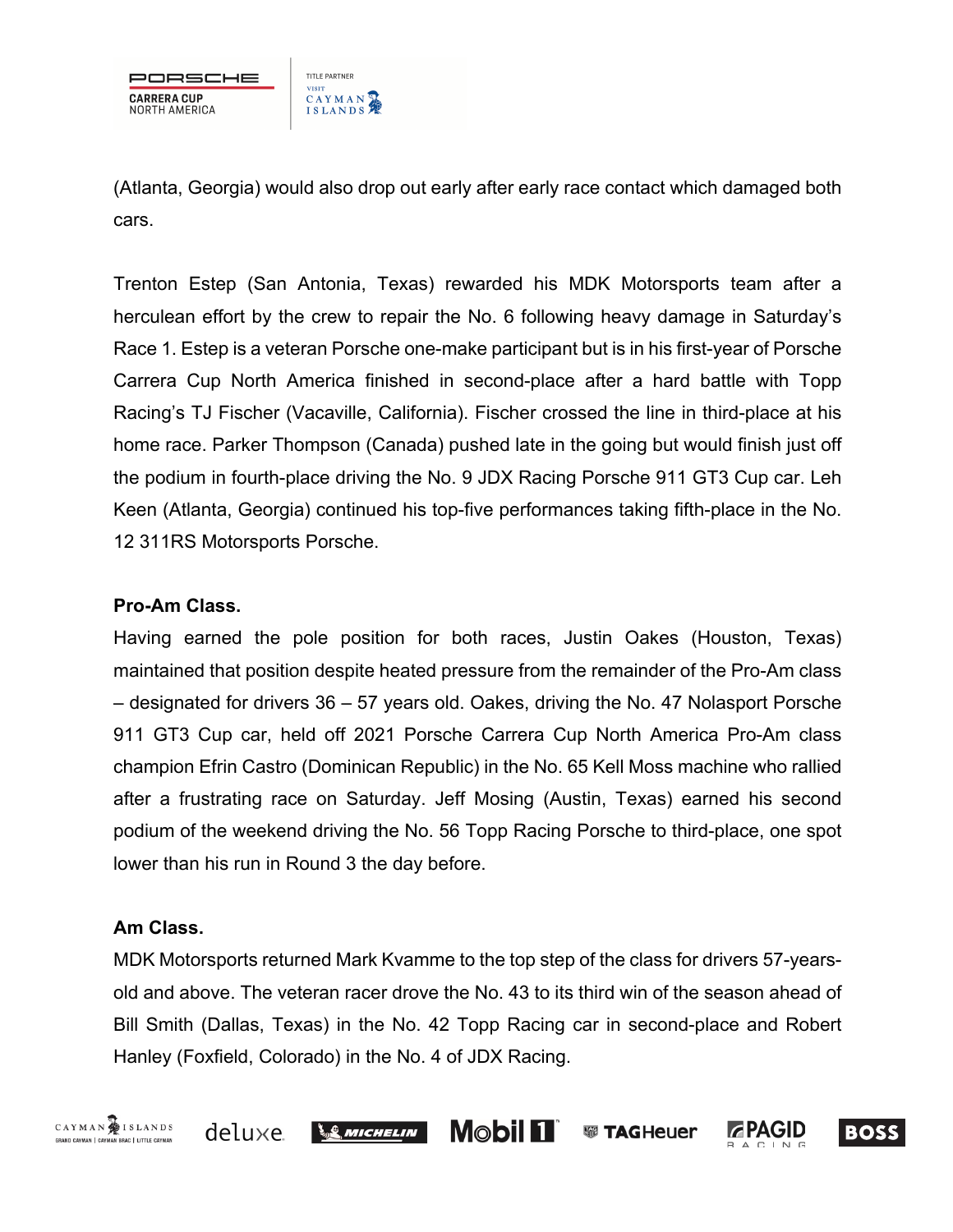(Atlanta, Georgia) would also drop out early after early race contact which damaged both cars.

Trenton Estep (San Antonia, Texas) rewarded his MDK Motorsports team after a herculean effort by the crew to repair the No. 6 following heavy damage in Saturday's Race 1. Estep is a veteran Porsche one-make participant but is in his first-year of Porsche Carrera Cup North America finished in second-place after a hard battle with Topp Racing's TJ Fischer (Vacaville, California). Fischer crossed the line in third-place at his home race. Parker Thompson (Canada) pushed late in the going but would finish just off the podium in fourth-place driving the No. 9 JDX Racing Porsche 911 GT3 Cup car. Leh Keen (Atlanta, Georgia) continued his top-five performances taking fifth-place in the No. 12 311RS Motorsports Porsche.

**Pro-Am Class.**

Having earned the pole position for both races, Justin Oakes (Houston, Texas) maintained that position despite heated pressure from the remainder of the Pro-Am class – designated for drivers 36 – 57 years old. Oakes, driving the No. 47 Nolasport Porsche 911 GT3 Cup car, held off 2021 Porsche Carrera Cup North America Pro-Am class champion Efrin Castro (Dominican Republic) in the No. 65 Kell Moss machine who rallied after a frustrating race on Saturday. Jeff Mosing (Austin, Texas) earned his second podium of the weekend driving the No. 56 Topp Racing Porsche to third-place, one spot lower than his run in Round 3 the day before.

**Am Class.**

MDK Motorsports returned Mark Kvamme to the top step of the class for drivers 57-years-old and above. The veteran racer drove the No. 43 to its third win of the season ahead of Bill Smith (Dallas, Texas) in the No. 42 Topp Racing car in second-place and Robert Hanley (Foxfield, Colorado) in the No. 4 of JDX Racing.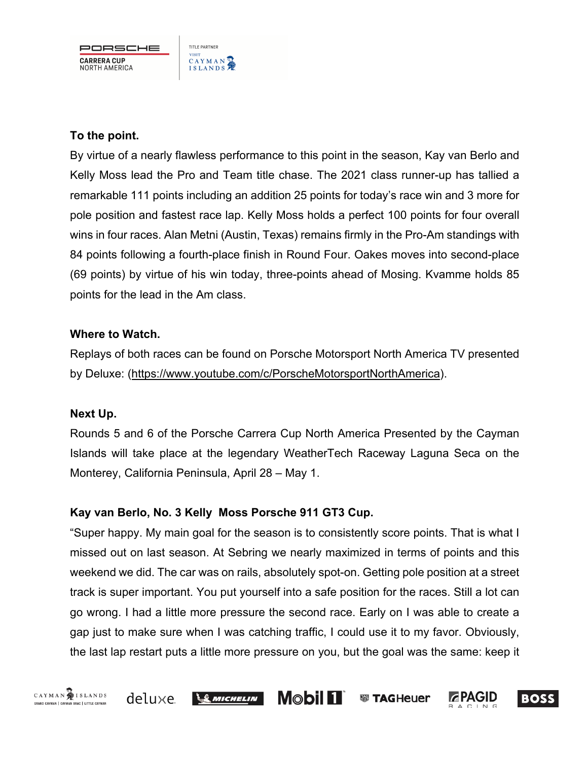**To the point.**

By virtue of a nearly flawless performance to this point in the season, Kay van Berlo and Kelly Moss lead the Pro and Team title chase. The 2021 class runner-up has tallied a remarkable 111 points including an addition 25 points for today's race win and 3 more for pole position and fastest race lap. Kelly Moss holds a perfect 100 points for four overall wins in four races. Alan Metni (Austin, Texas) remains firmly in the Pro-Am standings with 84 points following a fourth-place finish in Round Four. Oakes moves into second-place (69 points) by virtue of his win today, three-points ahead of Mosing. Kvamme holds 85 points for the lead in the Am class.

**Where to Watch.**

Replays of both races can be found on Porsche Motorsport North America TV presented by Deluxe: (https://www.youtube.com/c/PorscheMotorsportNorthAmerica).

**Next Up.**

Rounds 5 and 6 of the Porsche Carrera Cup North America Presented by the Cayman Islands will take place at the legendary WeatherTech Raceway Laguna Seca on the Monterey, California Peninsula, April 28 – May 1.

**Kay van Berlo, No. 3 Kelly Moss Porsche 911 GT3 Cup.**

"Super happy. My main goal for the season is to consistently score points. That is what I missed out on last season. At Sebring we nearly maximized in terms of points and this weekend we did. The car was on rails, absolutely spot-on. Getting pole position at a street track is super important. You put yourself into a safe position for the races. Still a lot can go wrong. I had a little more pressure the second race. Early on I was able to create a gap just to make sure when I was catching traffic, I could use it to my favor. Obviously, the last lap restart puts a little more pressure on you, but the goal was the same: keep it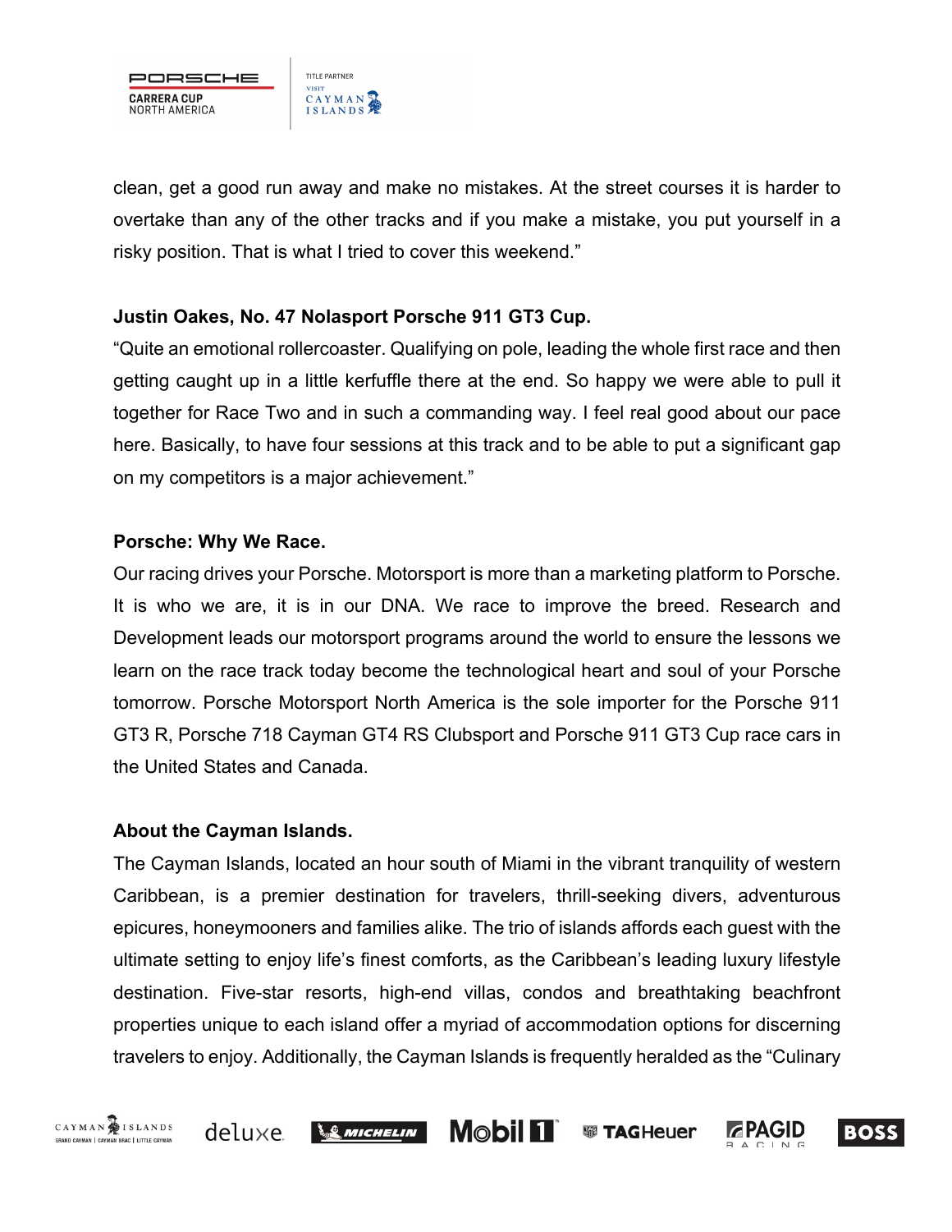clean, get a good run away and make no mistakes. At the street courses it is harder to overtake than any of the other tracks and if you make a mistake, you put yourself in a risky position. That is what I tried to cover this weekend."

**Justin Oakes, No. 47 Nolasport Porsche 911 GT3 Cup.**

"Quite an emotional rollercoaster. Qualifying on pole, leading the whole first race and then getting caught up in a little kerfuffle there at the end. So happy we were able to pull it together for Race Two and in such a commanding way. I feel real good about our pace here. Basically, to have four sessions at this track and to be able to put a significant gap on my competitors is a major achievement."

**Porsche: Why We Race.**

Our racing drives your Porsche. Motorsport is more than a marketing platform to Porsche. It is who we are, it is in our DNA. We race to improve the breed. Research and Development leads our motorsport programs around the world to ensure the lessons we learn on the race track today become the technological heart and soul of your Porsche tomorrow. Porsche Motorsport North America is the sole importer for the Porsche 911 GT3 R, Porsche 718 Cayman GT4 RS Clubsport and Porsche 911 GT3 Cup race cars in the United States and Canada.

**About the Cayman Islands.**

The Cayman Islands, located an hour south of Miami in the vibrant tranquility of western Caribbean, is a premier destination for travelers, thrill-seeking divers, adventurous epicures, honeymooners and families alike. The trio of islands affords each guest with the ultimate setting to enjoy life's finest comforts, as the Caribbean's leading luxury lifestyle destination. Five-star resorts, high-end villas, condos and breathtaking beachfront properties unique to each island offer a myriad of accommodation options for discerning travelers to enjoy. Additionally, the Cayman Islands is frequently heralded as the "Culinary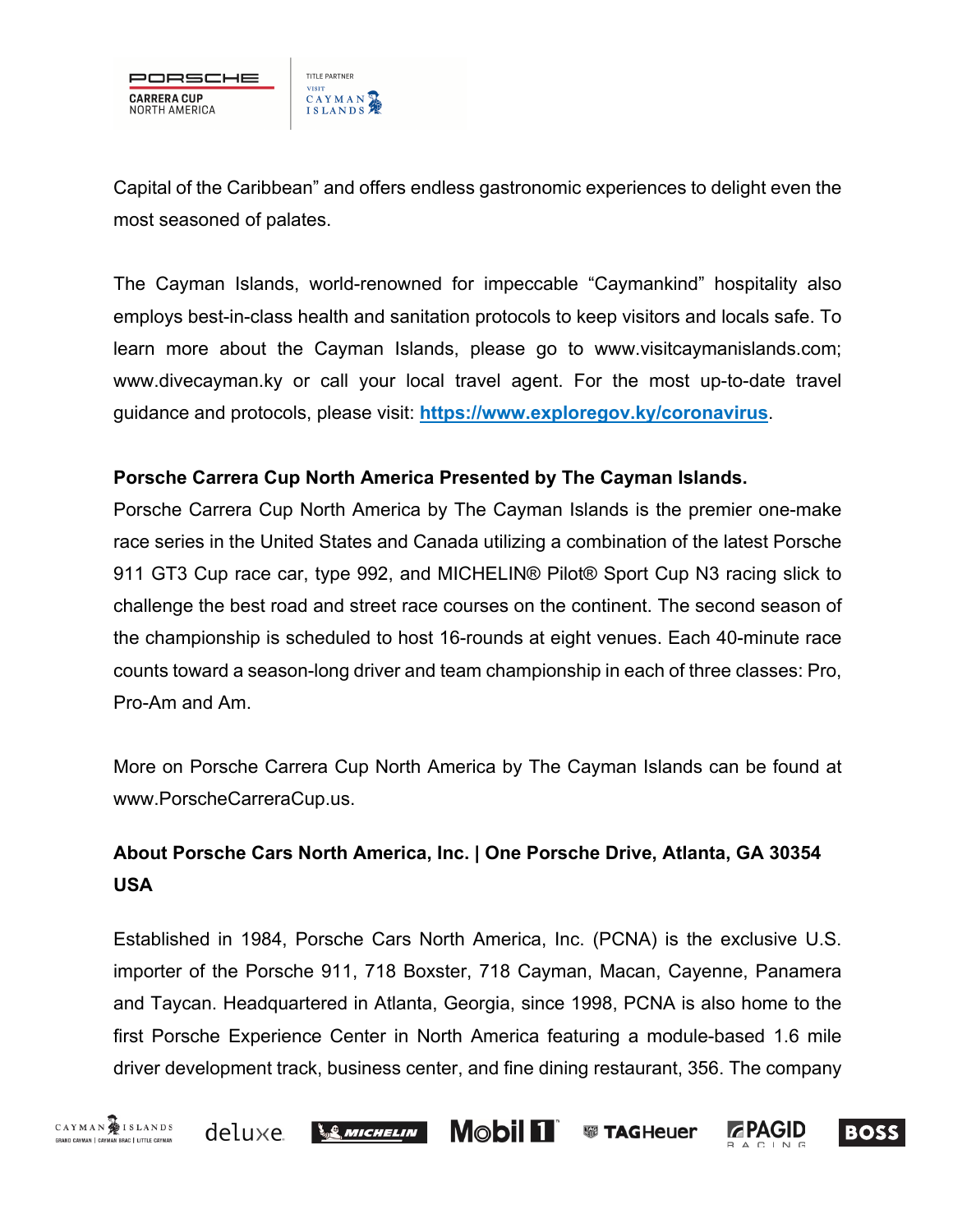Capital of the Caribbean" and offers endless gastronomic experiences to delight even the most seasoned of palates.

The Cayman Islands, world-renowned for impeccable "Caymankind" hospitality also employs best-in-class health and sanitation protocols to keep visitors and locals safe. To learn more about the Cayman Islands, please go to www.visitcaymanislands.com; www.divecayman.ky or call your local travel agent. For the most up-to-date travel guidance and protocols, please visit: **https://www.exploregov.ky/coronavirus**.

**Porsche Carrera Cup North America Presented by The Cayman Islands.**

Porsche Carrera Cup North America by The Cayman Islands is the premier one-make race series in the United States and Canada utilizing a combination of the latest Porsche 911 GT3 Cup race car, type 992, and MICHELIN® Pilot® Sport Cup N3 racing slick to challenge the best road and street race courses on the continent. The second season of the championship is scheduled to host 16-rounds at eight venues. Each 40-minute race counts toward a season-long driver and team championship in each of three classes: Pro, Pro-Am and Am.

More on Porsche Carrera Cup North America by The Cayman Islands can be found at www.PorscheCarreraCup.us.

**About Porsche Cars North America, Inc. | One Porsche Drive, Atlanta, GA 30354 USA**

Established in 1984, Porsche Cars North America, Inc. (PCNA) is the exclusive U.S. importer of the Porsche 911, 718 Boxster, 718 Cayman, Macan, Cayenne, Panamera and Taycan. Headquartered in Atlanta, Georgia, since 1998, PCNA is also home to the first Porsche Experience Center in North America featuring a module-based 1.6 mile driver development track, business center, and fine dining restaurant, 356. The company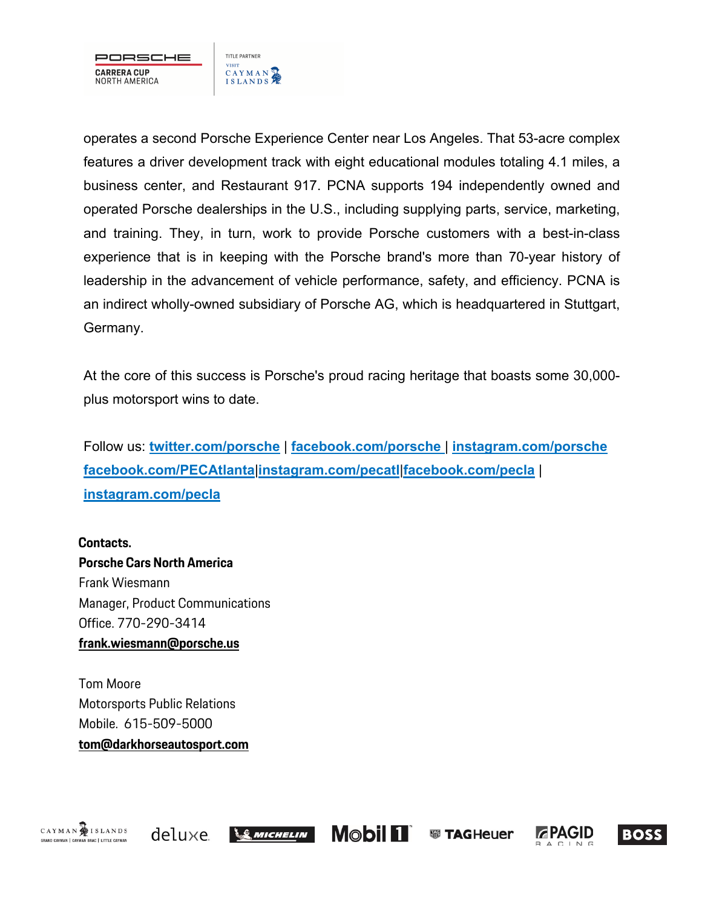operates a second Porsche Experience Center near Los Angeles. That 53-acre complex features a driver development track with eight educational modules totaling 4.1 miles, a business center, and Restaurant 917. PCNA supports 194 independently owned and operated Porsche dealerships in the U.S., including supplying parts, service, marketing, and training. They, in turn, work to provide Porsche customers with a best-in-class experience that is in keeping with the Porsche brand's more than 70-year history of leadership in the advancement of vehicle performance, safety, and efficiency. PCNA is an indirect wholly-owned subsidiary of Porsche AG, which is headquartered in Stuttgart, Germany.

At the core of this success is Porsche's proud racing heritage that boasts some 30,000-plus motorsport wins to date.

Follow us: **twitter.com/porsche** | **facebook.com/porsche** | **instagram.com/porsche** **facebook.com/PECAtlanta**|**instagram.com/pecatl**|**facebook.com/pecla** | **instagram.com/pecla**

**Contacts.**
**Porsche Cars North America**
Frank Wiesmann
Manager, Product Communications
Office. 770-290-3414
**frank.wiesmann@porsche.us**

Tom Moore
Motorsports Public Relations
Mobile. 615-509-5000
**tom@darkhorseautosport.com**